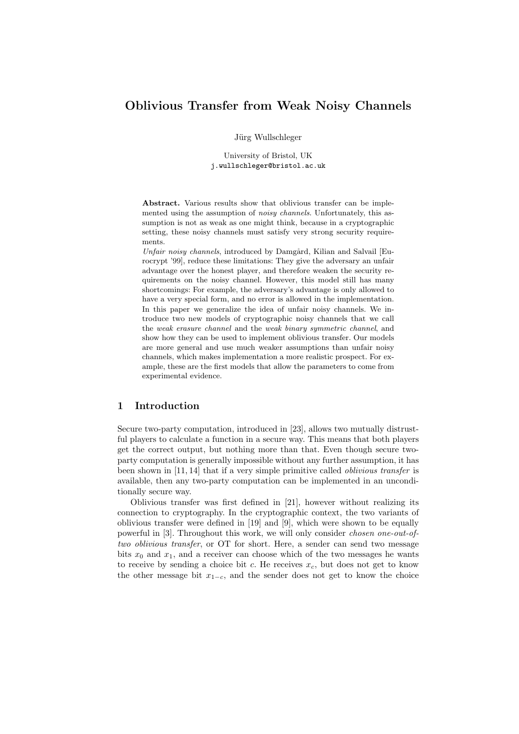# Oblivious Transfer from Weak Noisy Channels

Jürg Wullschleger

University of Bristol, UK
j.wullschleger@bristol.ac.uk

**Abstract.** Various results show that oblivious transfer can be implemented using the assumption of *noisy channels*. Unfortunately, this assumption is not as weak as one might think, because in a cryptographic setting, these noisy channels must satisfy very strong security requirements.

*Unfair noisy channels*, introduced by Damgård, Kilian and Salvail [Eurocrypt '99], reduce these limitations: They give the adversary an unfair advantage over the honest player, and therefore weaken the security requirements on the noisy channel. However, this model still has many shortcomings: For example, the adversary's advantage is only allowed to have a very special form, and no error is allowed in the implementation. In this paper we generalize the idea of unfair noisy channels. We introduce two new models of cryptographic noisy channels that we call the *weak erasure channel* and the *weak binary symmetric channel*, and show how they can be used to implement oblivious transfer. Our models are more general and use much weaker assumptions than unfair noisy channels, which makes implementation a more realistic prospect. For example, these are the first models that allow the parameters to come from experimental evidence.

## 1 Introduction

Secure two-party computation, introduced in [23], allows two mutually distrustful players to calculate a function in a secure way. This means that both players get the correct output, but nothing more than that. Even though secure two-party computation is generally impossible without any further assumption, it has been shown in [11, 14] that if a very simple primitive called *oblivious transfer* is available, then any two-party computation can be implemented in an unconditionally secure way.

Oblivious transfer was first defined in [21], however without realizing its connection to cryptography. In the cryptographic context, the two variants of oblivious transfer were defined in [19] and [9], which were shown to be equally powerful in [3]. Throughout this work, we will only consider *chosen one-out-of-two oblivious transfer*, or OT for short. Here, a sender can send two message bits $x_0$ and $x_1$, and a receiver can choose which of the two messages he wants to receive by sending a choice bit $c$. He receives $x_c$, but does not get to know the other message bit $x_{1-c}$, and the sender does not get to know the choice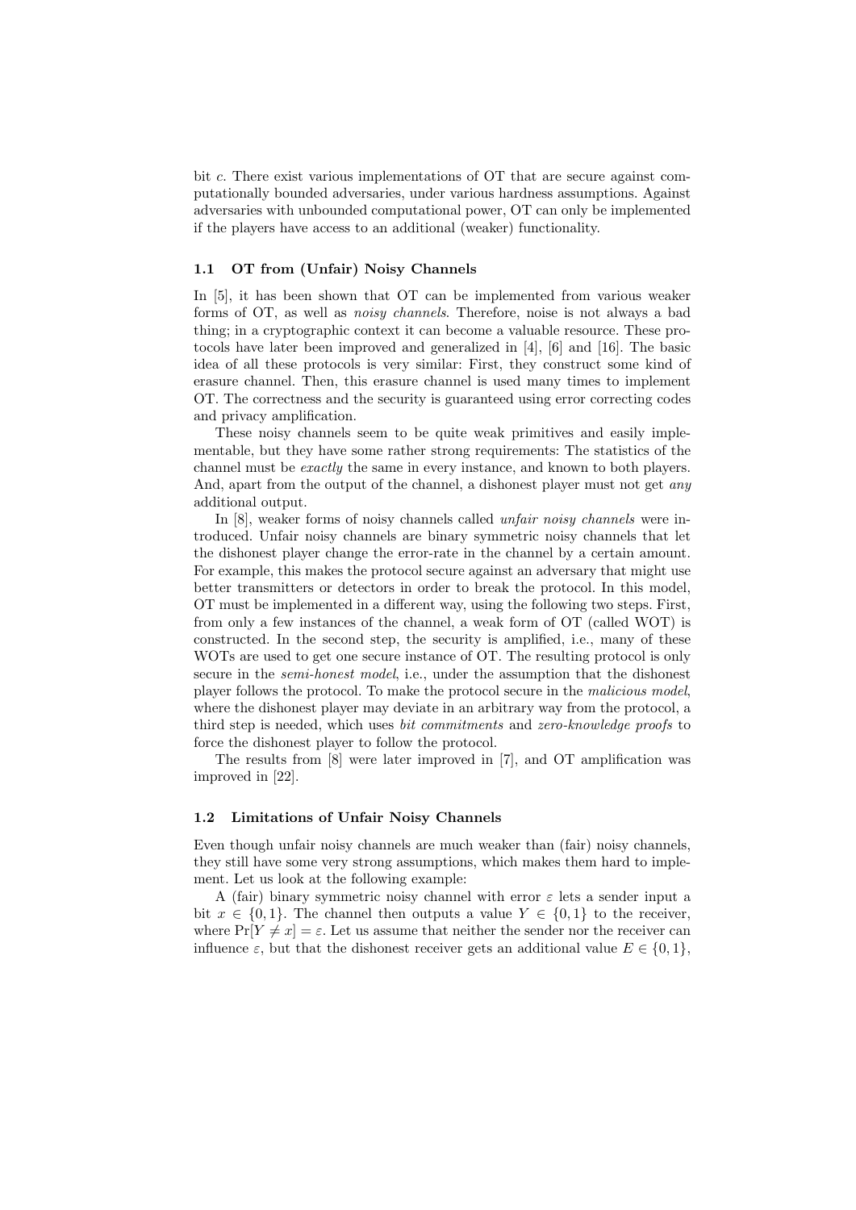bit $c$. There exist various implementations of OT that are secure against computationally bounded adversaries, under various hardness assumptions. Against adversaries with unbounded computational power, OT can only be implemented if the players have access to an additional (weaker) functionality.

### 1.1 OT from (Unfair) Noisy Channels

In [5], it has been shown that OT can be implemented from various weaker forms of OT, as well as *noisy channels*. Therefore, noise is not always a bad thing; in a cryptographic context it can become a valuable resource. These protocols have later been improved and generalized in [4], [6] and [16]. The basic idea of all these protocols is very similar: First, they construct some kind of erasure channel. Then, this erasure channel is used many times to implement OT. The correctness and the security is guaranteed using error correcting codes and privacy amplification.

These noisy channels seem to be quite weak primitives and easily implementable, but they have some rather strong requirements: The statistics of the channel must be *exactly* the same in every instance, and known to both players. And, apart from the output of the channel, a dishonest player must not get *any* additional output.

In [8], weaker forms of noisy channels called *unfair noisy channels* were introduced. Unfair noisy channels are binary symmetric noisy channels that let the dishonest player change the error-rate in the channel by a certain amount. For example, this makes the protocol secure against an adversary that might use better transmitters or detectors in order to break the protocol. In this model, OT must be implemented in a different way, using the following two steps. First, from only a few instances of the channel, a weak form of OT (called WOT) is constructed. In the second step, the security is amplified, i.e., many of these WOTs are used to get one secure instance of OT. The resulting protocol is only secure in the *semi-honest model*, i.e., under the assumption that the dishonest player follows the protocol. To make the protocol secure in the *malicious model*, where the dishonest player may deviate in an arbitrary way from the protocol, a third step is needed, which uses *bit commitments* and *zero-knowledge proofs* to force the dishonest player to follow the protocol.

The results from [8] were later improved in [7], and OT amplification was improved in [22].

### 1.2 Limitations of Unfair Noisy Channels

Even though unfair noisy channels are much weaker than (fair) noisy channels, they still have some very strong assumptions, which makes them hard to implement. Let us look at the following example:

A (fair) binary symmetric noisy channel with error $\varepsilon$ lets a sender input a bit $x \in \{0,1\}$. The channel then outputs a value $Y \in \{0,1\}$ to the receiver, where $\Pr[Y \neq x] = \varepsilon$. Let us assume that neither the sender nor the receiver can influence $\varepsilon$, but that the dishonest receiver gets an additional value $E \in \{0,1\}$,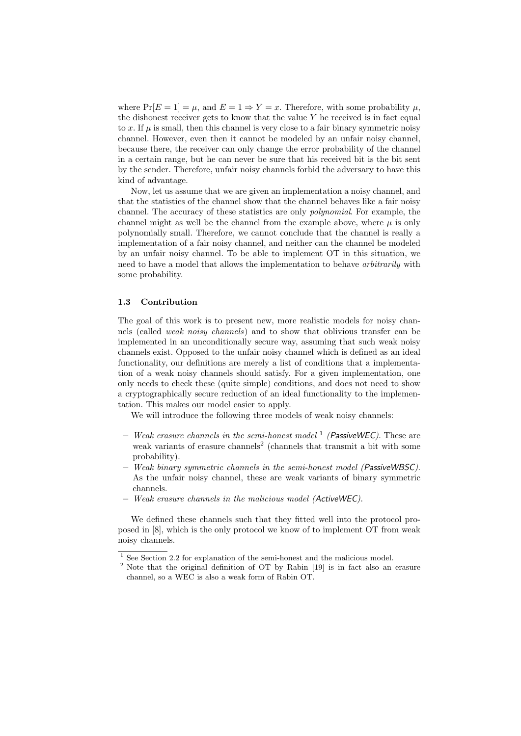where $\Pr[E = 1] = \mu$, and $E = 1 \Rightarrow Y = x$. Therefore, with some probability $\mu$, the dishonest receiver gets to know that the value $Y$ he received is in fact equal to $x$. If $\mu$ is small, then this channel is very close to a fair binary symmetric noisy channel. However, even then it cannot be modeled by an unfair noisy channel, because there, the receiver can only change the error probability of the channel in a certain range, but he can never be sure that his received bit is the bit sent by the sender. Therefore, unfair noisy channels forbid the adversary to have this kind of advantage.

Now, let us assume that we are given an implementation a noisy channel, and that the statistics of the channel show that the channel behaves like a fair noisy channel. The accuracy of these statistics are only *polynomial*. For example, the channel might as well be the channel from the example above, where $\mu$ is only polynomially small. Therefore, we cannot conclude that the channel is really a implementation of a fair noisy channel, and neither can the channel be modeled by an unfair noisy channel. To be able to implement OT in this situation, we need to have a model that allows the implementation to behave *arbitrarily* with some probability.

### 1.3 Contribution

The goal of this work is to present new, more realistic models for noisy channels (called *weak noisy channels*) and to show that oblivious transfer can be implemented in an unconditionally secure way, assuming that such weak noisy channels exist. Opposed to the unfair noisy channel which is defined as an ideal functionality, our definitions are merely a list of conditions that a implementation of a weak noisy channels should satisfy. For a given implementation, one only needs to check these (quite simple) conditions, and does not need to show a cryptographically secure reduction of an ideal functionality to the implementation. This makes our model easier to apply.

We will introduce the following three models of weak noisy channels:

- *Weak erasure channels in the semi-honest model* [1] *(PassiveWEC)*. These are weak variants of erasure channels[2] (channels that transmit a bit with some probability).
- *Weak binary symmetric channels in the semi-honest model (PassiveWBSC)*. As the unfair noisy channel, these are weak variants of binary symmetric channels.
- *Weak erasure channels in the malicious model (ActiveWEC)*.

We defined these channels such that they fitted well into the protocol proposed in [8], which is the only protocol we know of to implement OT from weak noisy channels.

[1] See Section 2.2 for explanation of the semi-honest and the malicious model.

[2] Note that the original definition of OT by Rabin [19] is in fact also an erasure channel, so a WEC is also a weak form of Rabin OT.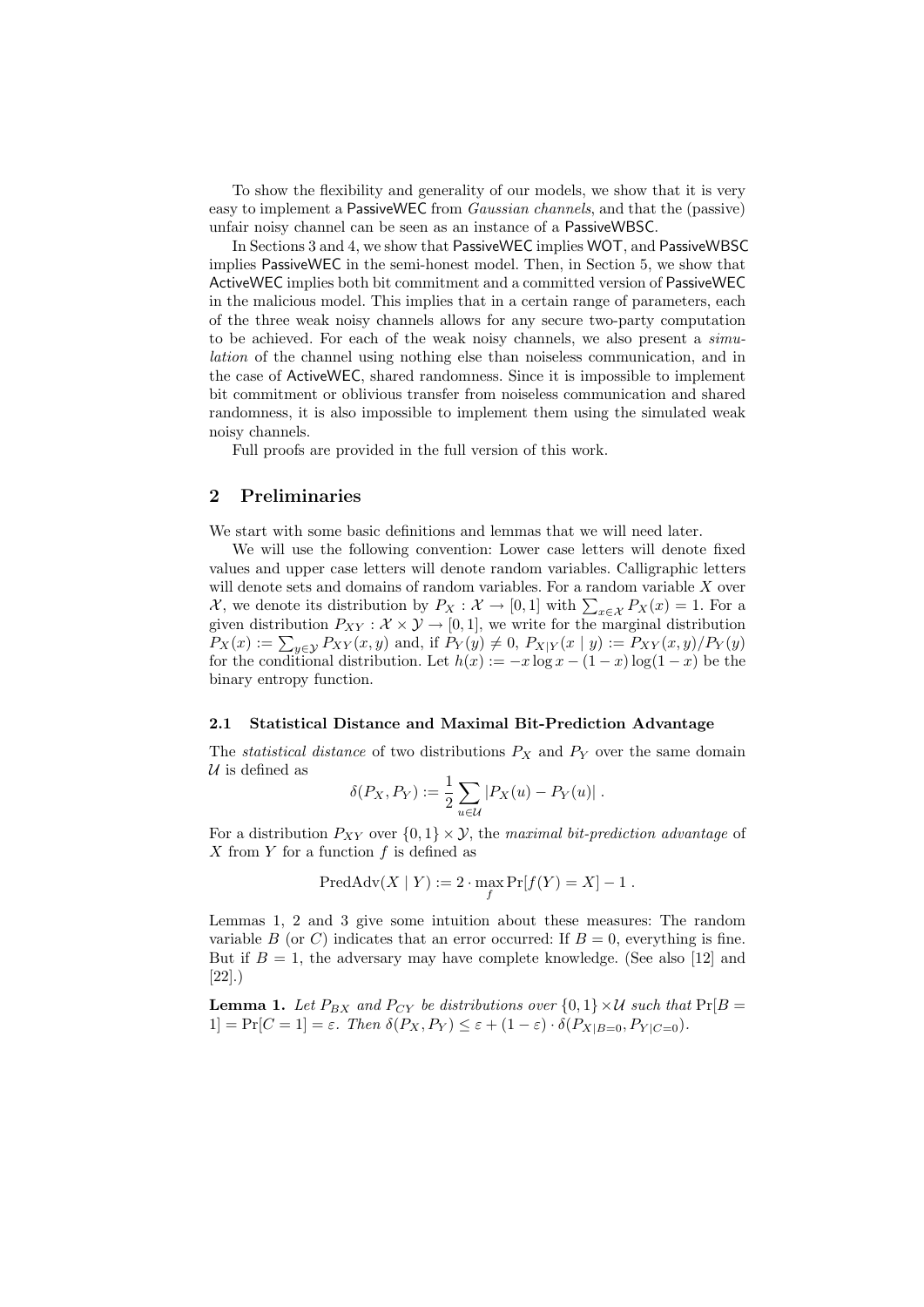To show the flexibility and generality of our models, we show that it is very easy to implement a PassiveWEC from *Gaussian channels*, and that the (passive) unfair noisy channel can be seen as an instance of a PassiveWBSC.

In Sections 3 and 4, we show that PassiveWEC implies WOT, and PassiveWBSC implies PassiveWEC in the semi-honest model. Then, in Section 5, we show that ActiveWEC implies both bit commitment and a committed version of PassiveWEC in the malicious model. This implies that in a certain range of parameters, each of the three weak noisy channels allows for any secure two-party computation to be achieved. For each of the weak noisy channels, we also present a *simulation* of the channel using nothing else than noiseless communication, and in the case of ActiveWEC, shared randomness. Since it is impossible to implement bit commitment or oblivious transfer from noiseless communication and shared randomness, it is also impossible to implement them using the simulated weak noisy channels.

Full proofs are provided in the full version of this work.

## 2 Preliminaries

We start with some basic definitions and lemmas that we will need later.

We will use the following convention: Lower case letters will denote fixed values and upper case letters will denote random variables. Calligraphic letters will denote sets and domains of random variables. For a random variable $X$ over $\mathcal{X}$, we denote its distribution by $P_X : \mathcal{X} \rightarrow [0,1]$ with $\sum_{x \in \mathcal{X}} P_X(x) = 1$. For a given distribution $P_{XY} : \mathcal{X} \times \mathcal{Y} \rightarrow [0,1]$, we write for the marginal distribution $P_X(x) := \sum_{y \in \mathcal{Y}} P_{XY}(x,y)$ and, if $P_Y(y) \neq 0$, $P_{X|Y}(x \mid y) := P_{XY}(x,y)/P_Y(y)$ for the conditional distribution. Let $h(x) := -x \log x - (1-x)\log(1-x)$ be the binary entropy function.

### 2.1 Statistical Distance and Maximal Bit-Prediction Advantage

The *statistical distance* of two distributions $P_X$ and $P_Y$ over the same domain $\mathcal{U}$ is defined as

$$\delta(P_X, P_Y) := \frac{1}{2} \sum_{u \in \mathcal{U}} |P_X(u) - P_Y(u)| \ .$$

For a distribution $P_{XY}$ over $\{0,1\} \times \mathcal{Y}$, the *maximal bit-prediction advantage* of $X$ from $Y$ for a function $f$ is defined as

$$\text{PredAdv}(X \mid Y) := 2 \cdot \max_f \Pr[f(Y) = X] - 1 \ .$$

Lemmas 1, 2 and 3 give some intuition about these measures: The random variable $B$ (or $C$) indicates that an error occurred: If $B = 0$, everything is fine. But if $B = 1$, the adversary may have complete knowledge. (See also [12] and [22].)

**Lemma 1.** *Let $P_{BX}$ and $P_{CY}$ be distributions over $\{0,1\} \times \mathcal{U}$ such that $\Pr[B = 1] = \Pr[C = 1] = \varepsilon$. Then $\delta(P_X, P_Y) \leq \varepsilon + (1-\varepsilon) \cdot \delta(P_{X|B=0}, P_{Y|C=0})$.*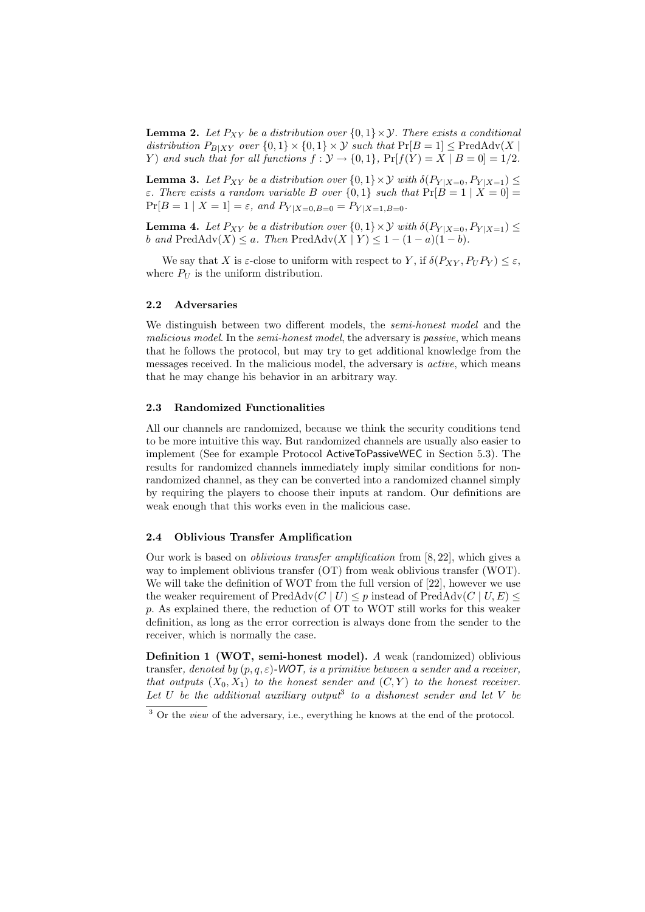**Lemma 2.** *Let $P_{XY}$ be a distribution over $\{0,1\} \times \mathcal{Y}$. There exists a conditional distribution $P_{B|XY}$ over $\{0,1\} \times \{0,1\} \times \mathcal{Y}$ such that $\Pr[B = 1] \leq \mathrm{PredAdv}(X \mid Y)$ and such that for all functions $f : \mathcal{Y} \to \{0,1\}$, $\Pr[f(Y) = X \mid B = 0] = 1/2$.*

**Lemma 3.** *Let $P_{XY}$ be a distribution over $\{0,1\} \times \mathcal{Y}$ with $\delta(P_{Y|X=0}, P_{Y|X=1}) \leq \varepsilon$. There exists a random variable $B$ over $\{0,1\}$ such that $\Pr[B = 1 \mid X = 0] = \Pr[B = 1 \mid X = 1] = \varepsilon$, and $P_{Y|X=0,B=0} = P_{Y|X=1,B=0}$.*

**Lemma 4.** *Let $P_{XY}$ be a distribution over $\{0,1\} \times \mathcal{Y}$ with $\delta(P_{Y|X=0}, P_{Y|X=1}) \leq b$ and $\mathrm{PredAdv}(X) \leq a$. Then $\mathrm{PredAdv}(X \mid Y) \leq 1 - (1-a)(1-b)$.*

We say that $X$ is $\varepsilon$-close to uniform with respect to $Y$, if $\delta(P_{XY}, P_U P_Y) \leq \varepsilon$, where $P_U$ is the uniform distribution.

### 2.2 Adversaries

We distinguish between two different models, the *semi-honest model* and the *malicious model*. In the *semi-honest model*, the adversary is *passive*, which means that he follows the protocol, but may try to get additional knowledge from the messages received. In the malicious model, the adversary is *active*, which means that he may change his behavior in an arbitrary way.

### 2.3 Randomized Functionalities

All our channels are randomized, because we think the security conditions tend to be more intuitive this way. But randomized channels are usually also easier to implement (See for example Protocol ActiveToPassiveWEC in Section 5.3). The results for randomized channels immediately imply similar conditions for non-randomized channel, as they can be converted into a randomized channel simply by requiring the players to choose their inputs at random. Our definitions are weak enough that this works even in the malicious case.

### 2.4 Oblivious Transfer Amplification

Our work is based on *oblivious transfer amplification* from [8, 22], which gives a way to implement oblivious transfer (OT) from weak oblivious transfer (WOT). We will take the definition of WOT from the full version of [22], however we use the weaker requirement of $\mathrm{PredAdv}(C \mid U) \leq p$ instead of $\mathrm{PredAdv}(C \mid U, E) \leq p$. As explained there, the reduction of OT to WOT still works for this weaker definition, as long as the error correction is always done from the sender to the receiver, which is normally the case.

**Definition 1 (WOT, semi-honest model).** *A* weak (randomized) oblivious transfer*, denoted by $(p, q, \varepsilon)$-WOT, is a primitive between a sender and a receiver, that outputs $(X_0, X_1)$ to the honest sender and $(C, Y)$ to the honest receiver. Let $U$ be the additional auxiliary output[3] to a dishonest sender and let $V$ be*

[3] Or the *view* of the adversary, i.e., everything he knows at the end of the protocol.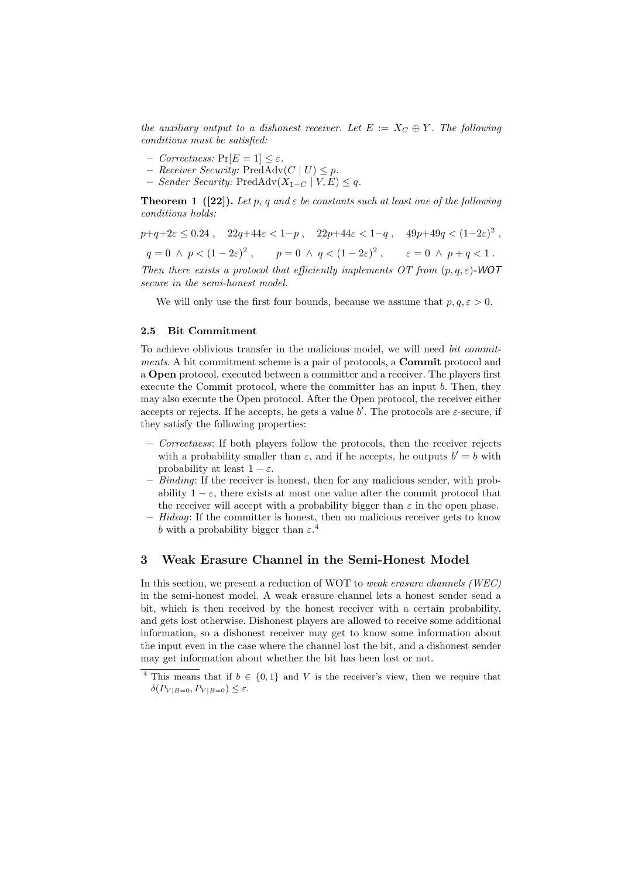*the auxiliary output to a dishonest receiver. Let $E := X_C \oplus Y$. The following conditions must be satisfied:*

- *Correctness:* $\Pr[E = 1] \leq \varepsilon$.
- *Receiver Security:* $\text{PredAdv}(C \mid U) \leq p$.
- *Sender Security:* $\text{PredAdv}(X_{1-C} \mid V, E) \leq q$.

**Theorem 1 ([22]).** *Let $p$, $q$ and $\varepsilon$ be constants such at least one of the following conditions holds:*

$$p+q+2\varepsilon \leq 0.24 \;, \quad 22q+44\varepsilon < 1-p \;, \quad 22p+44\varepsilon < 1-q \;, \quad 49p+49q < (1-2\varepsilon)^2 \;,$$

$$q = 0 \;\wedge\; p < (1-2\varepsilon)^2 \;, \qquad p = 0 \;\wedge\; q < (1-2\varepsilon)^2 \;, \qquad \varepsilon = 0 \;\wedge\; p+q < 1 \;.$$

*Then there exists a protocol that efficiently implements OT from $(p, q, \varepsilon)$-WOT secure in the semi-honest model.*

We will only use the first four bounds, because we assume that $p, q, \varepsilon > 0$.

### 2.5 Bit Commitment

To achieve oblivious transfer in the malicious model, we will need *bit commitments*. A bit commitment scheme is a pair of protocols, a **Commit** protocol and a **Open** protocol, executed between a committer and a receiver. The players first execute the Commit protocol, where the committer has an input $b$. Then, they may also execute the Open protocol. After the Open protocol, the receiver either accepts or rejects. If he accepts, he gets a value $b'$. The protocols are $\varepsilon$-secure, if they satisfy the following properties:

- *Correctness*: If both players follow the protocols, then the receiver rejects with a probability smaller than $\varepsilon$, and if he accepts, he outputs $b' = b$ with probability at least $1 - \varepsilon$.
- *Binding*: If the receiver is honest, then for any malicious sender, with probability $1 - \varepsilon$, there exists at most one value after the commit protocol that the receiver will accept with a probability bigger than $\varepsilon$ in the open phase.
- *Hiding*: If the committer is honest, then no malicious receiver gets to know $b$ with a probability bigger than $\varepsilon$.[4]

## 3 Weak Erasure Channel in the Semi-Honest Model

In this section, we present a reduction of WOT to *weak erasure channels (WEC)* in the semi-honest model. A weak erasure channel lets a honest sender send a bit, which is then received by the honest receiver with a certain probability, and gets lost otherwise. Dishonest players are allowed to receive some additional information, so a dishonest receiver may get to know some information about the input even in the case where the channel lost the bit, and a dishonest sender may get information about whether the bit has been lost or not.

[4] This means that if $b \in \{0, 1\}$ and $V$ is the receiver's view, then we require that $\delta(P_{V|B=0}, P_{V|B=0}) \leq \varepsilon$.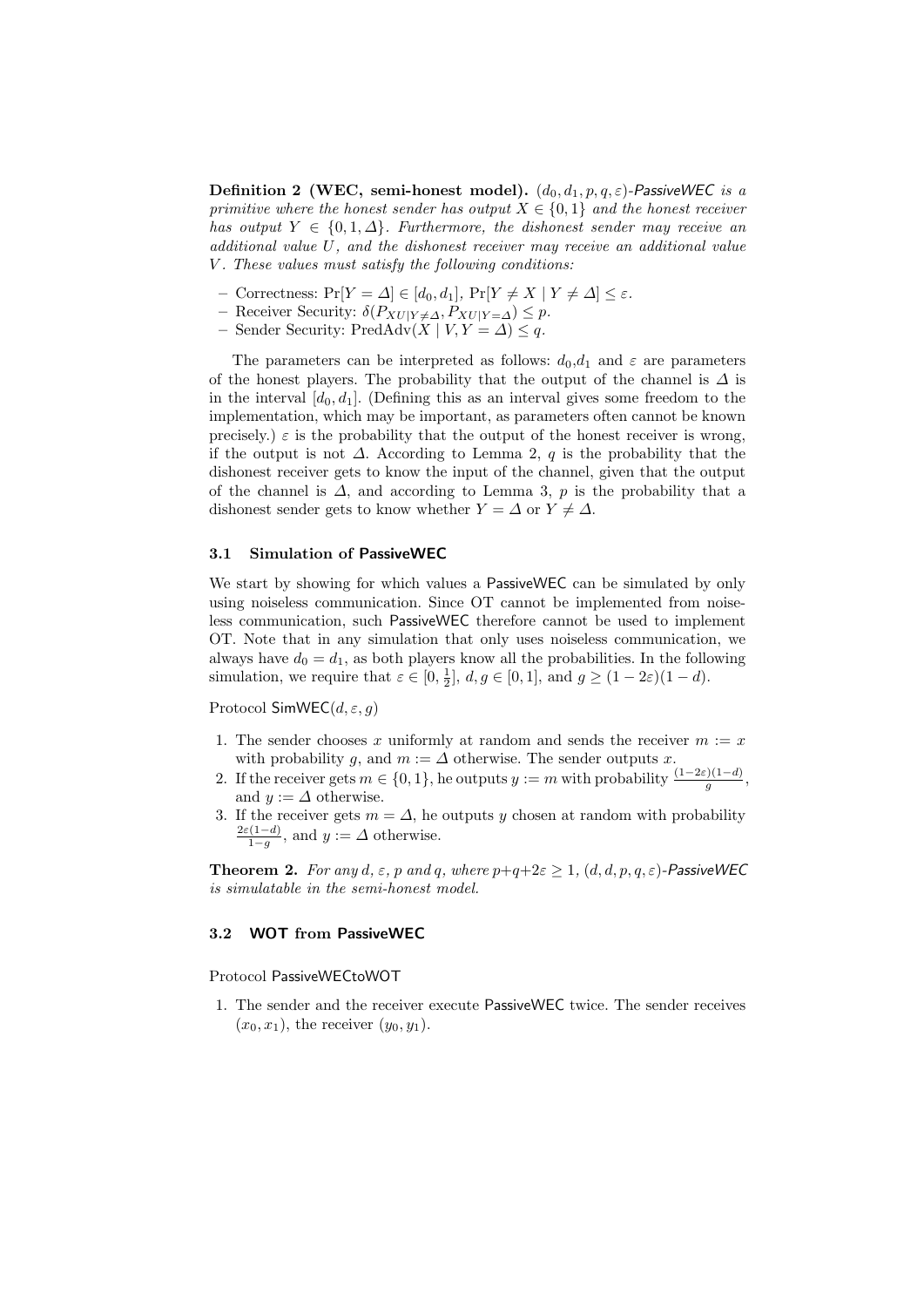**Definition 2 (WEC, semi-honest model).** *$(d_0, d_1, p, q, \varepsilon)$-PassiveWEC is a primitive where the honest sender has output $X \in \{0,1\}$ and the honest receiver has output $Y \in \{0,1,\Delta\}$. Furthermore, the dishonest sender may receive an additional value $U$, and the dishonest receiver may receive an additional value $V$. These values must satisfy the following conditions:*

- Correctness: $\Pr[Y = \Delta] \in [d_0, d_1]$, $\Pr[Y \neq X \mid Y \neq \Delta] \leq \varepsilon$.
- Receiver Security: $\delta(P_{XU|Y \neq \Delta}, P_{XU|Y=\Delta}) \leq p$.
- Sender Security: $\text{PredAdv}(X \mid V, Y = \Delta) \leq q$.

The parameters can be interpreted as follows: $d_0$,$d_1$ and $\varepsilon$ are parameters of the honest players. The probability that the output of the channel is $\Delta$ is in the interval $[d_0, d_1]$. (Defining this as an interval gives some freedom to the implementation, which may be important, as parameters often cannot be known precisely.) $\varepsilon$ is the probability that the output of the honest receiver is wrong, if the output is not $\Delta$. According to Lemma 2, $q$ is the probability that the dishonest receiver gets to know the input of the channel, given that the output of the channel is $\Delta$, and according to Lemma 3, $p$ is the probability that a dishonest sender gets to know whether $Y = \Delta$ or $Y \neq \Delta$.

### 3.1 Simulation of PassiveWEC

We start by showing for which values a PassiveWEC can be simulated by only using noiseless communication. Since OT cannot be implemented from noiseless communication, such PassiveWEC therefore cannot be used to implement OT. Note that in any simulation that only uses noiseless communication, we always have $d_0 = d_1$, as both players know all the probabilities. In the following simulation, we require that $\varepsilon \in [0, \frac{1}{2}]$, $d, g \in [0,1]$, and $g \geq (1-2\varepsilon)(1-d)$.

Protocol SimWEC$(d, \varepsilon, g)$

1. The sender chooses $x$ uniformly at random and sends the receiver $m := x$ with probability $g$, and $m := \Delta$ otherwise. The sender outputs $x$.
2. If the receiver gets $m \in \{0,1\}$, he outputs $y := m$ with probability $\frac{(1-2\varepsilon)(1-d)}{g}$, and $y := \Delta$ otherwise.
3. If the receiver gets $m = \Delta$, he outputs $y$ chosen at random with probability $\frac{2\varepsilon(1-d)}{1-g}$, and $y := \Delta$ otherwise.

**Theorem 2.** *For any $d$, $\varepsilon$, $p$ and $q$, where $p+q+2\varepsilon \geq 1$, $(d, d, p, q, \varepsilon)$-PassiveWEC is simulatable in the semi-honest model.*

### 3.2 WOT from PassiveWEC

Protocol PassiveWECtoWOT

1. The sender and the receiver execute PassiveWEC twice. The sender receives $(x_0, x_1)$, the receiver $(y_0, y_1)$.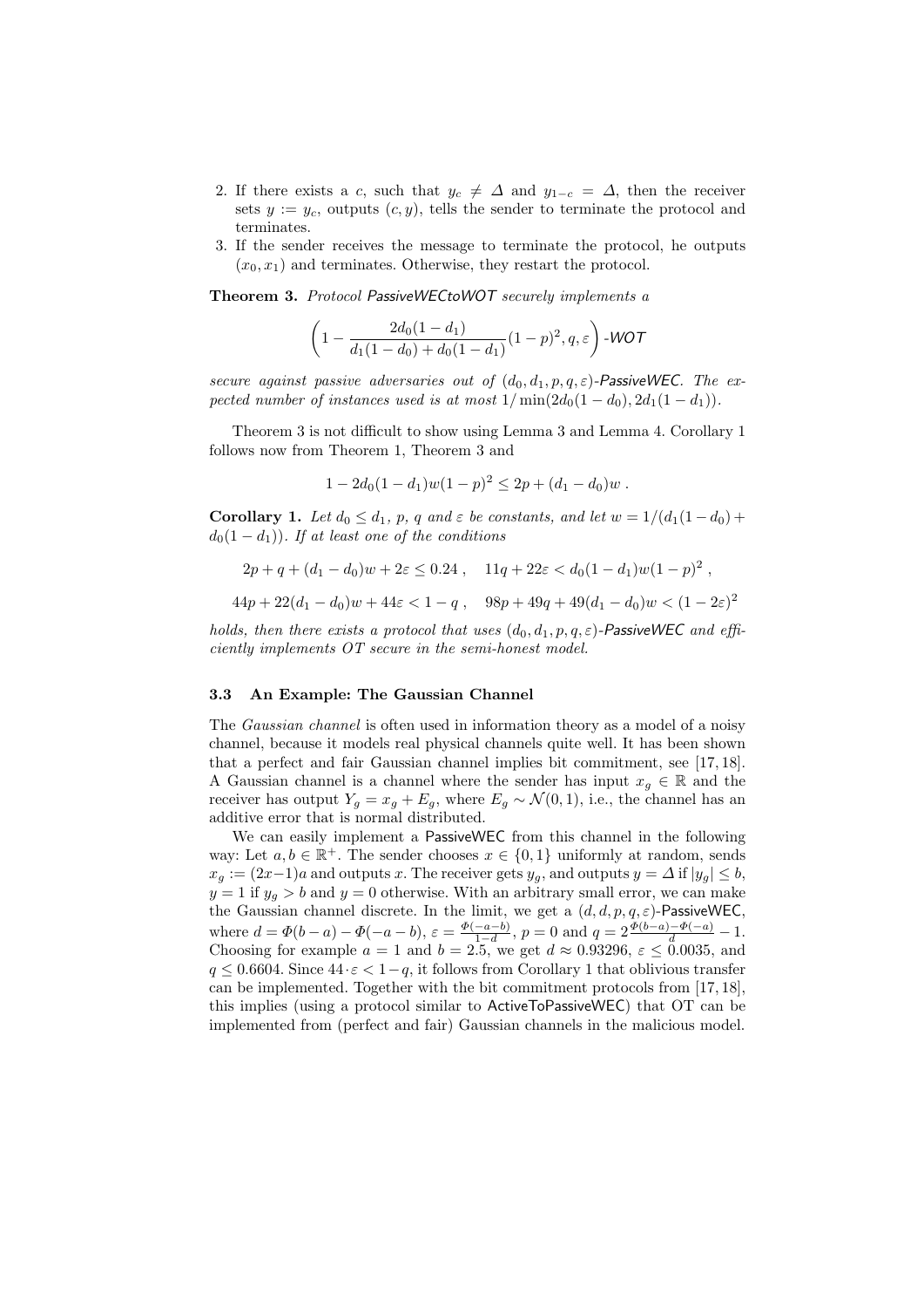2. If there exists a $c$, such that $y_c \neq \Delta$ and $y_{1-c} = \Delta$, then the receiver sets $y := y_c$, outputs $(c, y)$, tells the sender to terminate the protocol and terminates.
3. If the sender receives the message to terminate the protocol, he outputs $(x_0, x_1)$ and terminates. Otherwise, they restart the protocol.

**Theorem 3.** *Protocol PassiveWECtoWOT securely implements a*

$$\left(1 - \frac{2d_0(1-d_1)}{d_1(1-d_0) + d_0(1-d_1)}(1-p)^2, q, \varepsilon\right)\text{-}\mathsf{WOT}$$

*secure against passive adversaries out of $(d_0, d_1, p, q, \varepsilon)$-PassiveWEC. The expected number of instances used is at most $1/\min(2d_0(1-d_0), 2d_1(1-d_1))$.*

Theorem 3 is not difficult to show using Lemma 3 and Lemma 4. Corollary 1 follows now from Theorem 1, Theorem 3 and

$$1 - 2d_0(1-d_1)w(1-p)^2 \leq 2p + (d_1 - d_0)w \; .$$

**Corollary 1.** *Let $d_0 \leq d_1$, $p$, $q$ and $\varepsilon$ be constants, and let $w = 1/(d_1(1-d_0) + d_0(1-d_1))$. If at least one of the conditions*

$$2p + q + (d_1 - d_0)w + 2\varepsilon \leq 0.24 \; , \quad 11q + 22\varepsilon < d_0(1-d_1)w(1-p)^2 \; ,$$

$$44p + 22(d_1 - d_0)w + 44\varepsilon < 1 - q \; , \quad 98p + 49q + 49(d_1 - d_0)w < (1 - 2\varepsilon)^2$$

*holds, then there exists a protocol that uses $(d_0, d_1, p, q, \varepsilon)$-PassiveWEC and efficiently implements OT secure in the semi-honest model.*

### 3.3 An Example: The Gaussian Channel

The *Gaussian channel* is often used in information theory as a model of a noisy channel, because it models real physical channels quite well. It has been shown that a perfect and fair Gaussian channel implies bit commitment, see [17, 18]. A Gaussian channel is a channel where the sender has input $x_g \in \mathbb{R}$ and the receiver has output $Y_g = x_g + E_g$, where $E_g \sim \mathcal{N}(0, 1)$, i.e., the channel has an additive error that is normal distributed.

We can easily implement a PassiveWEC from this channel in the following way: Let $a, b \in \mathbb{R}^+$. The sender chooses $x \in \{0, 1\}$ uniformly at random, sends $x_g := (2x-1)a$ and outputs $x$. The receiver gets $y_g$, and outputs $y = \Delta$ if $|y_g| \leq b$, $y = 1$ if $y_g > b$ and $y = 0$ otherwise. With an arbitrary small error, we can make the Gaussian channel discrete. In the limit, we get a $(d, d, p, q, \varepsilon)$-PassiveWEC, where $d = \Phi(b-a) - \Phi(-a-b)$, $\varepsilon = \frac{\Phi(-a-b)}{1-d}$, $p = 0$ and $q = 2\frac{\Phi(b-a) - \Phi(-a)}{d} - 1$. Choosing for example $a = 1$ and $b = 2.5$, we get $d \approx 0.93296$, $\varepsilon \leq 0.0035$, and $q \leq 0.6604$. Since $44 \cdot \varepsilon < 1 - q$, it follows from Corollary 1 that oblivious transfer can be implemented. Together with the bit commitment protocols from [17, 18], this implies (using a protocol similar to ActiveToPassiveWEC) that OT can be implemented from (perfect and fair) Gaussian channels in the malicious model.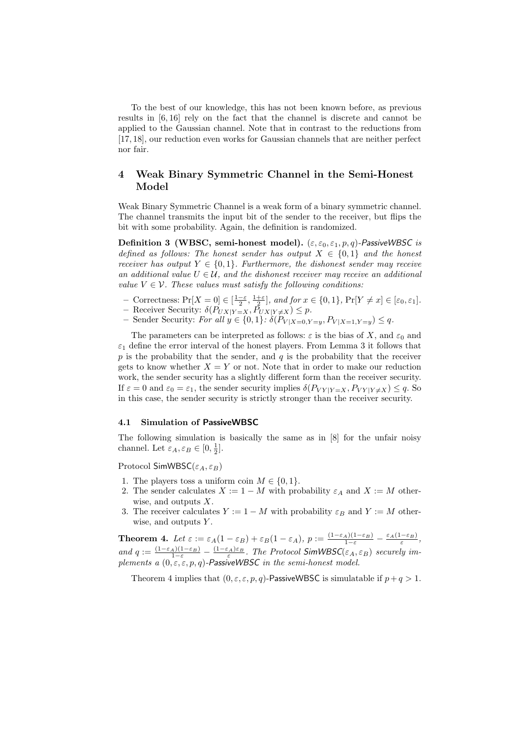To the best of our knowledge, this has not been known before, as previous results in [6, 16] rely on the fact that the channel is discrete and cannot be applied to the Gaussian channel. Note that in contrast to the reductions from [17, 18], our reduction even works for Gaussian channels that are neither perfect nor fair.

## 4 Weak Binary Symmetric Channel in the Semi-Honest Model

Weak Binary Symmetric Channel is a weak form of a binary symmetric channel. The channel transmits the input bit of the sender to the receiver, but flips the bit with some probability. Again, the definition is randomized.

**Definition 3 (WBSC, semi-honest model).** *$(\varepsilon, \varepsilon_0, \varepsilon_1, p, q)$-PassiveWBSC is defined as follows: The honest sender has output $X \in \{0, 1\}$ and the honest receiver has output $Y \in \{0, 1\}$. Furthermore, the dishonest sender may receive an additional value $U \in \mathcal{U}$, and the dishonest receiver may receive an additional value $V \in \mathcal{V}$. These values must satisfy the following conditions:*

- Correctness: $\Pr[X = 0] \in [\frac{1-\varepsilon}{2}, \frac{1+\varepsilon}{2}]$*, and for $x \in \{0, 1\}$,* $\Pr[Y \neq x] \in [\varepsilon_0, \varepsilon_1]$*.*
- Receiver Security: $\delta(P_{UX|Y=X}, P_{UX|Y \neq X}) \leq p$*.*
- Sender Security: *For all $y \in \{0, 1\}$:* $\delta(P_{V|X=0,Y=y}, P_{V|X=1,Y=y}) \leq q$*.*

The parameters can be interpreted as follows: $\varepsilon$ is the bias of $X$, and $\varepsilon_0$ and $\varepsilon_1$ define the error interval of the honest players. From Lemma 3 it follows that $p$ is the probability that the sender, and $q$ is the probability that the receiver gets to know whether $X = Y$ or not. Note that in order to make our reduction work, the sender security has a slightly different form than the receiver security. If $\varepsilon = 0$ and $\varepsilon_0 = \varepsilon_1$, the sender security implies $\delta(P_{VY|Y=X}, P_{VY|Y \neq X}) \leq q$. So in this case, the sender security is strictly stronger than the receiver security.

### 4.1 Simulation of PassiveWBSC

The following simulation is basically the same as in [8] for the unfair noisy channel. Let $\varepsilon_A, \varepsilon_B \in [0, \frac{1}{2}]$.

Protocol SimWBSC$(\varepsilon_A, \varepsilon_B)$

1. The players toss a uniform coin $M \in \{0, 1\}$.
2. The sender calculates $X := 1 - M$ with probability $\varepsilon_A$ and $X := M$ otherwise, and outputs $X$.
3. The receiver calculates $Y := 1 - M$ with probability $\varepsilon_B$ and $Y := M$ otherwise, and outputs $Y$.

**Theorem 4.** *Let $\varepsilon := \varepsilon_A(1 - \varepsilon_B) + \varepsilon_B(1 - \varepsilon_A)$, $p := \frac{(1-\varepsilon_A)(1-\varepsilon_B)}{1-\varepsilon} - \frac{\varepsilon_A(1-\varepsilon_B)}{\varepsilon}$, and $q := \frac{(1-\varepsilon_A)(1-\varepsilon_B)}{1-\varepsilon} - \frac{(1-\varepsilon_A)\varepsilon_B}{\varepsilon}$. The Protocol SimWBSC$(\varepsilon_A, \varepsilon_B)$ securely implements a $(0, \varepsilon, \varepsilon, p, q)$-PassiveWBSC in the semi-honest model.*

Theorem 4 implies that $(0, \varepsilon, \varepsilon, p, q)$-PassiveWBSC is simulatable if $p + q > 1$.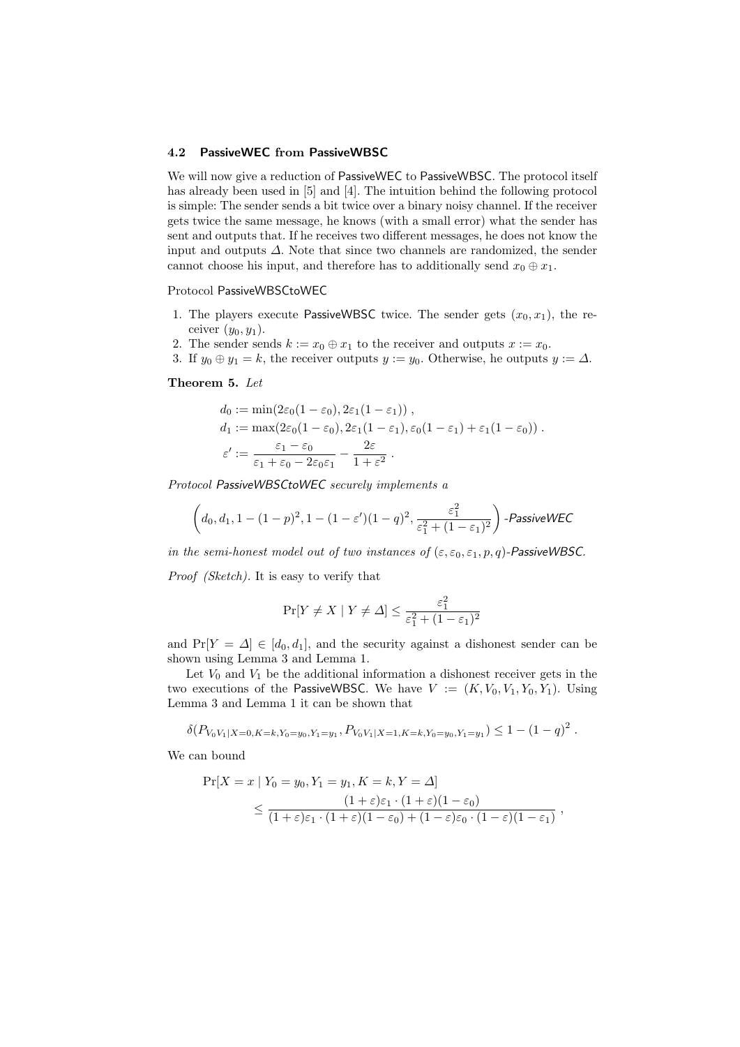### 4.2 PassiveWEC from PassiveWBSC

We will now give a reduction of PassiveWEC to PassiveWBSC. The protocol itself has already been used in [5] and [4]. The intuition behind the following protocol is simple: The sender sends a bit twice over a binary noisy channel. If the receiver gets twice the same message, he knows (with a small error) what the sender has sent and outputs that. If he receives two different messages, he does not know the input and outputs $\Delta$. Note that since two channels are randomized, the sender cannot choose his input, and therefore has to additionally send $x_0 \oplus x_1$.

Protocol PassiveWBSCtoWEC

1. The players execute PassiveWBSC twice. The sender gets $(x_0, x_1)$, the receiver $(y_0, y_1)$.
2. The sender sends $k := x_0 \oplus x_1$ to the receiver and outputs $x := x_0$.
3. If $y_0 \oplus y_1 = k$, the receiver outputs $y := y_0$. Otherwise, he outputs $y := \Delta$.

**Theorem 5.** *Let*

$$
\begin{aligned}
d_0 &:= \min(2\varepsilon_0(1-\varepsilon_0), 2\varepsilon_1(1-\varepsilon_1)) , \\
d_1 &:= \max(2\varepsilon_0(1-\varepsilon_0), 2\varepsilon_1(1-\varepsilon_1), \varepsilon_0(1-\varepsilon_1) + \varepsilon_1(1-\varepsilon_0)) . \\
\varepsilon' &:= \frac{\varepsilon_1 - \varepsilon_0}{\varepsilon_1 + \varepsilon_0 - 2\varepsilon_0\varepsilon_1} - \frac{2\varepsilon}{1+\varepsilon^2} .
\end{aligned}
$$

*Protocol PassiveWBSCtoWEC securely implements a*

$$
\left(d_0, d_1, 1-(1-p)^2, 1-(1-\varepsilon')(1-q)^2, \frac{\varepsilon_1^2}{\varepsilon_1^2 + (1-\varepsilon_1)^2}\right) \textit{-PassiveWEC}
$$

*in the semi-honest model out of two instances of $(\varepsilon, \varepsilon_0, \varepsilon_1, p, q)$-PassiveWBSC.*

*Proof (Sketch).* It is easy to verify that

$$
\Pr[Y \neq X \mid Y \neq \Delta] \leq \frac{\varepsilon_1^2}{\varepsilon_1^2 + (1-\varepsilon_1)^2}
$$

and $\Pr[Y = \Delta] \in [d_0, d_1]$, and the security against a dishonest sender can be shown using Lemma 3 and Lemma 1.

Let $V_0$ and $V_1$ be the additional information a dishonest receiver gets in the two executions of the PassiveWBSC. We have $V := (K, V_0, V_1, Y_0, Y_1)$. Using Lemma 3 and Lemma 1 it can be shown that

$$
\delta(P_{V_0V_1|X=0,K=k,Y_0=y_0,Y_1=y_1}, P_{V_0V_1|X=1,K=k,Y_0=y_0,Y_1=y_1}) \leq 1-(1-q)^2 .
$$

We can bound

$$
\begin{aligned}
&\Pr[X = x \mid Y_0 = y_0, Y_1 = y_1, K = k, Y = \Delta] \\
&\qquad \leq \frac{(1+\varepsilon)\varepsilon_1 \cdot (1+\varepsilon)(1-\varepsilon_0)}{(1+\varepsilon)\varepsilon_1 \cdot (1+\varepsilon)(1-\varepsilon_0) + (1-\varepsilon)\varepsilon_0 \cdot (1-\varepsilon)(1-\varepsilon_1)} ,
\end{aligned}
$$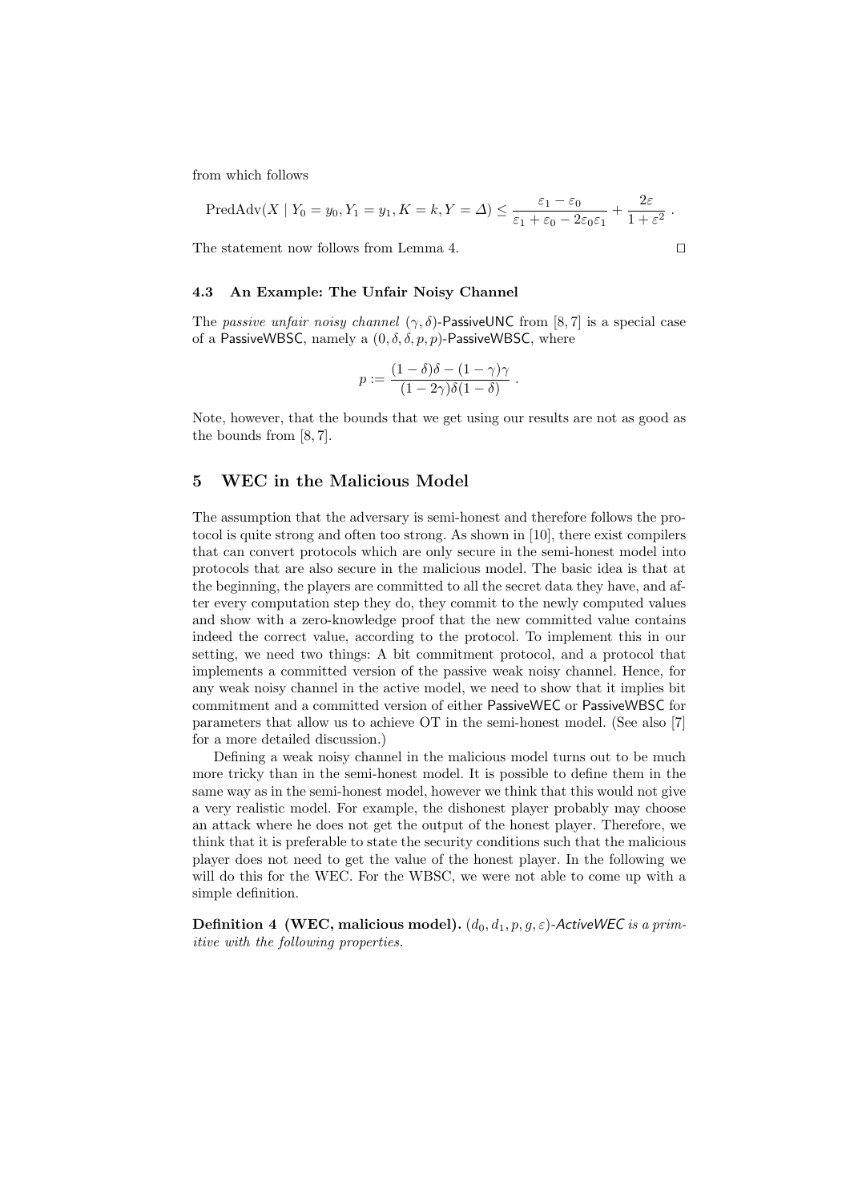from which follows

$$\mathrm{PredAdv}(X \mid Y_0 = y_0, Y_1 = y_1, K = k, Y = \Delta) \leq \frac{\varepsilon_1 - \varepsilon_0}{\varepsilon_1 + \varepsilon_0 - 2\varepsilon_0\varepsilon_1} + \frac{2\varepsilon}{1+\varepsilon^2} .$$

The statement now follows from Lemma 4. □

### 4.3 An Example: The Unfair Noisy Channel

The *passive unfair noisy channel* $(\gamma, \delta)$-PassiveUNC from [8, 7] is a special case of a PassiveWBSC, namely a $(0, \delta, \delta, p, p)$-PassiveWBSC, where

$$p := \frac{(1-\delta)\delta - (1-\gamma)\gamma}{(1-2\gamma)\delta(1-\delta)} .$$

Note, however, that the bounds that we get using our results are not as good as the bounds from [8, 7].

## 5 WEC in the Malicious Model

The assumption that the adversary is semi-honest and therefore follows the protocol is quite strong and often too strong. As shown in [10], there exist compilers that can convert protocols which are only secure in the semi-honest model into protocols that are also secure in the malicious model. The basic idea is that at the beginning, the players are committed to all the secret data they have, and after every computation step they do, they commit to the newly computed values and show with a zero-knowledge proof that the new committed value contains indeed the correct value, according to the protocol. To implement this in our setting, we need two things: A bit commitment protocol, and a protocol that implements a committed version of the passive weak noisy channel. Hence, for any weak noisy channel in the active model, we need to show that it implies bit commitment and a committed version of either PassiveWEC or PassiveWBSC for parameters that allow us to achieve OT in the semi-honest model. (See also [7] for a more detailed discussion.)

Defining a weak noisy channel in the malicious model turns out to be much more tricky than in the semi-honest model. It is possible to define them in the same way as in the semi-honest model, however we think that this would not give a very realistic model. For example, the dishonest player probably may choose an attack where he does not get the output of the honest player. Therefore, we think that it is preferable to state the security conditions such that the malicious player does not need to get the value of the honest player. In the following we will do this for the WEC. For the WBSC, we were not able to come up with a simple definition.

**Definition 4 (WEC, malicious model).** *$(d_0, d_1, p, g, \varepsilon)$-ActiveWEC is a primitive with the following properties.*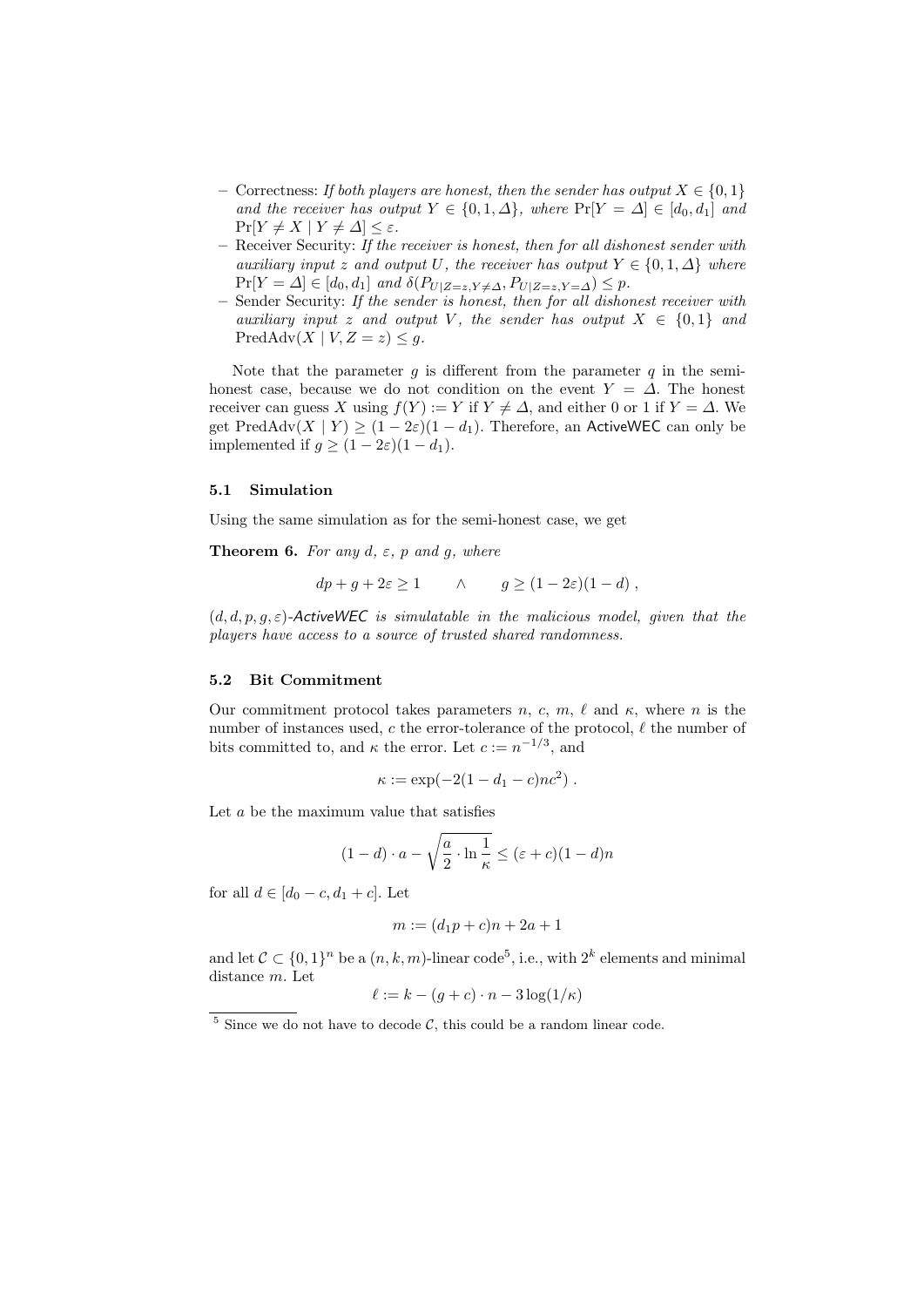- Correctness: *If both players are honest, then the sender has output $X \in \{0,1\}$ and the receiver has output $Y \in \{0,1,\Delta\}$, where $\Pr[Y = \Delta] \in [d_0, d_1]$ and $\Pr[Y \neq X \mid Y \neq \Delta] \leq \varepsilon$.*
- Receiver Security: *If the receiver is honest, then for all dishonest sender with auxiliary input $z$ and output $U$, the receiver has output $Y \in \{0,1,\Delta\}$ where $\Pr[Y = \Delta] \in [d_0, d_1]$ and $\delta(P_{U|Z=z,Y\neq\Delta}, P_{U|Z=z,Y=\Delta}) \leq p$.*
- Sender Security: *If the sender is honest, then for all dishonest receiver with auxiliary input $z$ and output $V$, the sender has output $X \in \{0,1\}$ and $\mathrm{PredAdv}(X \mid V, Z = z) \leq g$.*

Note that the parameter $g$ is different from the parameter $q$ in the semi-honest case, because we do not condition on the event $Y = \Delta$. The honest receiver can guess $X$ using $f(Y) := Y$ if $Y \neq \Delta$, and either 0 or 1 if $Y = \Delta$. We get $\mathrm{PredAdv}(X \mid Y) \geq (1 - 2\varepsilon)(1 - d_1)$. Therefore, an ActiveWEC can only be implemented if $g \geq (1 - 2\varepsilon)(1 - d_1)$.

### 5.1 Simulation

Using the same simulation as for the semi-honest case, we get

**Theorem 6.** *For any $d$, $\varepsilon$, $p$ and $g$, where*

$$dp + g + 2\varepsilon \geq 1 \qquad \wedge \qquad g \geq (1 - 2\varepsilon)(1 - d) ,$$

*$(d, d, p, g, \varepsilon)$-ActiveWEC is simulatable in the malicious model, given that the players have access to a source of trusted shared randomness.*

### 5.2 Bit Commitment

Our commitment protocol takes parameters $n$, $c$, $m$, $\ell$ and $\kappa$, where $n$ is the number of instances used, $c$ the error-tolerance of the protocol, $\ell$ the number of bits committed to, and $\kappa$ the error. Let $c := n^{-1/3}$, and

$$\kappa := \exp(-2(1 - d_1 - c)nc^2) .$$

Let $a$ be the maximum value that satisfies

$$(1 - d) \cdot a - \sqrt{\frac{a}{2} \cdot \ln \frac{1}{\kappa}} \leq (\varepsilon + c)(1 - d)n$$

for all $d \in [d_0 - c, d_1 + c]$. Let

$$m := (d_1 p + c)n + 2a + 1$$

and let $\mathcal{C} \subset \{0,1\}^n$ be a $(n, k, m)$-linear code[5], i.e., with $2^k$ elements and minimal distance $m$. Let

$$\ell := k - (g + c) \cdot n - 3 \log(1/\kappa)$$

[5] Since we do not have to decode $\mathcal{C}$, this could be a random linear code.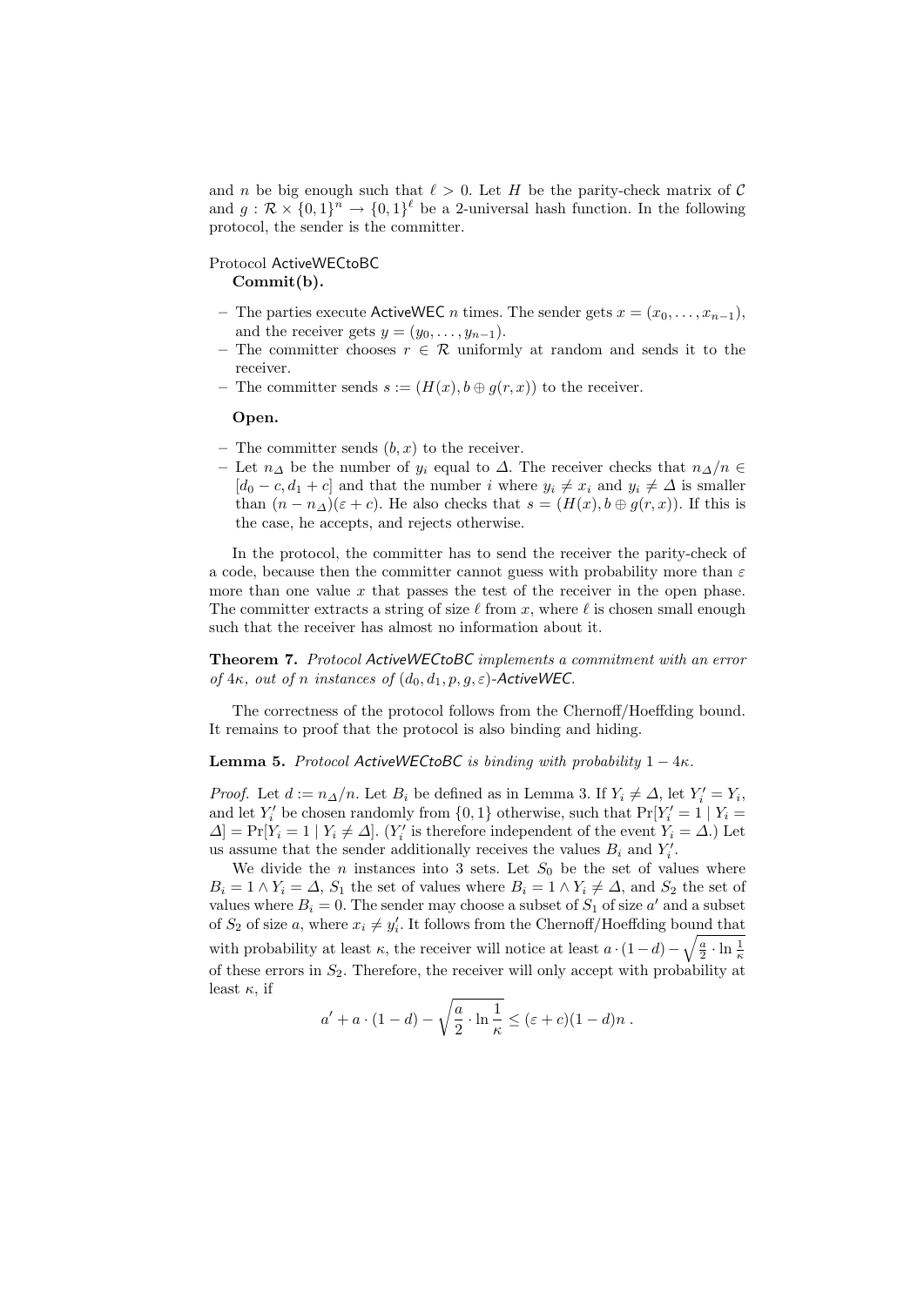and $n$ be big enough such that $\ell > 0$. Let $H$ be the parity-check matrix of $\mathcal{C}$ and $g : \mathcal{R} \times \{0,1\}^n \to \{0,1\}^\ell$ be a 2-universal hash function. In the following protocol, the sender is the committer.

Protocol ActiveWECtoBC
**Commit(b).**

- The parties execute ActiveWEC $n$ times. The sender gets $x = (x_0, \ldots, x_{n-1})$, and the receiver gets $y = (y_0, \ldots, y_{n-1})$.
- The committer chooses $r \in \mathcal{R}$ uniformly at random and sends it to the receiver.
- The committer sends $s := (H(x), b \oplus g(r, x))$ to the receiver.

**Open.**

- The committer sends $(b, x)$ to the receiver.
- Let $n_\Delta$ be the number of $y_i$ equal to $\Delta$. The receiver checks that $n_\Delta / n \in [d_0 - c, d_1 + c]$ and that the number $i$ where $y_i \neq x_i$ and $y_i \neq \Delta$ is smaller than $(n - n_\Delta)(\varepsilon + c)$. He also checks that $s = (H(x), b \oplus g(r, x))$. If this is the case, he accepts, and rejects otherwise.

In the protocol, the committer has to send the receiver the parity-check of a code, because then the committer cannot guess with probability more than $\varepsilon$ more than one value $x$ that passes the test of the receiver in the open phase. The committer extracts a string of size $\ell$ from $x$, where $\ell$ is chosen small enough such that the receiver has almost no information about it.

**Theorem 7.** *Protocol ActiveWECtoBC implements a commitment with an error of $4\kappa$, out of $n$ instances of $(d_0, d_1, p, g, \varepsilon)$-ActiveWEC.*

The correctness of the protocol follows from the Chernoff/Hoeffding bound. It remains to proof that the protocol is also binding and hiding.

**Lemma 5.** *Protocol ActiveWECtoBC is binding with probability $1 - 4\kappa$.*

*Proof.* Let $d := n_\Delta / n$. Let $B_i$ be defined as in Lemma 3. If $Y_i \neq \Delta$, let $Y'_i = Y_i$, and let $Y'_i$ be chosen randomly from $\{0,1\}$ otherwise, such that $\Pr[Y'_i = 1 \mid Y_i = \Delta] = \Pr[Y_i = 1 \mid Y_i \neq \Delta]$. ($Y'_i$ is therefore independent of the event $Y_i = \Delta$.) Let us assume that the sender additionally receives the values $B_i$ and $Y'_i$.

We divide the $n$ instances into 3 sets. Let $S_0$ be the set of values where $B_i = 1 \wedge Y_i = \Delta$, $S_1$ the set of values where $B_i = 1 \wedge Y_i \neq \Delta$, and $S_2$ the set of values where $B_i = 0$. The sender may choose a subset of $S_1$ of size $a'$ and a subset of $S_2$ of size $a$, where $x_i \neq y'_i$. It follows from the Chernoff/Hoeffding bound that with probability at least $\kappa$, the receiver will notice at least $a \cdot (1 - d) - \sqrt{\frac{a}{2} \cdot \ln \frac{1}{\kappa}}$ of these errors in $S_2$. Therefore, the receiver will only accept with probability at least $\kappa$, if

$$a' + a \cdot (1 - d) - \sqrt{\frac{a}{2} \cdot \ln \frac{1}{\kappa}} \leq (\varepsilon + c)(1 - d)n \, .$$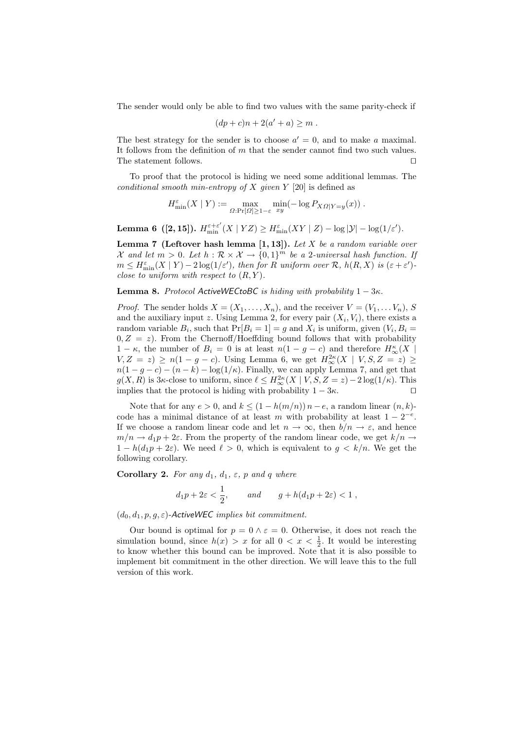The sender would only be able to find two values with the same parity-check if

$$(dp + c)n + 2(a' + a) \geq m \ .$$

The best strategy for the sender is to choose $a' = 0$, and to make $a$ maximal. It follows from the definition of $m$ that the sender cannot find two such values. The statement follows. $\square$

To proof that the protocol is hiding we need some additional lemmas. The *conditional smooth min-entropy of $X$ given $Y$* [20] is defined as

$$H^{\varepsilon}_{\min}(X \mid Y) := \max_{\Omega : \Pr[\Omega] \geq 1-\varepsilon} \min_{xy} (-\log P_{X\Omega|Y=y}(x)) \ .$$

**Lemma 6 ([2, 15]).** $H^{\varepsilon+\varepsilon'}_{\min}(X \mid YZ) \geq H^{\varepsilon}_{\min}(XY \mid Z) - \log |\mathcal{Y}| - \log(1/\varepsilon')$.

**Lemma 7 (Leftover hash lemma [1, 13]).** *Let $X$ be a random variable over $\mathcal{X}$ and let $m > 0$. Let $h : \mathcal{R} \times \mathcal{X} \rightarrow \{0,1\}^m$ be a 2-universal hash function. If $m \leq H^{\varepsilon}_{\min}(X \mid Y) - 2\log(1/\varepsilon')$, then for $R$ uniform over $\mathcal{R}$, $h(R, X)$ is $(\varepsilon + \varepsilon')$-close to uniform with respect to $(R, Y)$.*

**Lemma 8.** *Protocol ActiveWECtoBC is hiding with probability $1 - 3\kappa$.*

*Proof.* The sender holds $X = (X_1, \dots, X_n)$, and the receiver $V = (V_1, \dots V_n)$, $S$ and the auxiliary input $z$. Using Lemma 2, for every pair $(X_i, V_i)$, there exists a random variable $B_i$, such that $\Pr[B_i = 1] = g$ and $X_i$ is uniform, given $(V_i, B_i = 0, Z = z)$. From the Chernoff/Hoeffding bound follows that with probability $1 - \kappa$, the number of $B_i = 0$ is at least $n(1 - g - c)$ and therefore $H^{\kappa}_{\infty}(X \mid V, Z = z) \geq n(1 - g - c)$. Using Lemma 6, we get $H^{2\kappa}_{\infty}(X \mid V, S, Z = z) \geq n(1 - g - c) - (n - k) - \log(1/\kappa)$. Finally, we can apply Lemma 7, and get that $g(X, R)$ is $3\kappa$-close to uniform, since $\ell \leq H^{2\kappa}_{\infty}(X \mid V, S, Z = z) - 2\log(1/\kappa)$. This implies that the protocol is hiding with probability $1 - 3\kappa$. $\square$

Note that for any $e > 0$, and $k \leq (1 - h(m/n))\, n - e$, a random linear $(n, k)$-code has a minimal distance of at least $m$ with probability at least $1 - 2^{-e}$. If we choose a random linear code and let $n \rightarrow \infty$, then $b/n \rightarrow \varepsilon$, and hence $m/n \rightarrow d_1 p + 2\varepsilon$. From the property of the random linear code, we get $k/n \rightarrow 1 - h(d_1 p + 2\varepsilon)$. We need $\ell > 0$, which is equivalent to $g < k/n$. We get the following corollary.

**Corollary 2.** *For any $d_1$, $d_1$, $\varepsilon$, $p$ and $q$ where*

$$d_1 p + 2\varepsilon < \frac{1}{2}, \qquad \text{and} \qquad g + h(d_1 p + 2\varepsilon) < 1 \ ,$$

*$(d_0, d_1, p, g, \varepsilon)$-ActiveWEC implies bit commitment.*

Our bound is optimal for $p = 0 \wedge \varepsilon = 0$. Otherwise, it does not reach the simulation bound, since $h(x) > x$ for all $0 < x < \frac{1}{2}$. It would be interesting to know whether this bound can be improved. Note that it is also possible to implement bit commitment in the other direction. We will leave this to the full version of this work.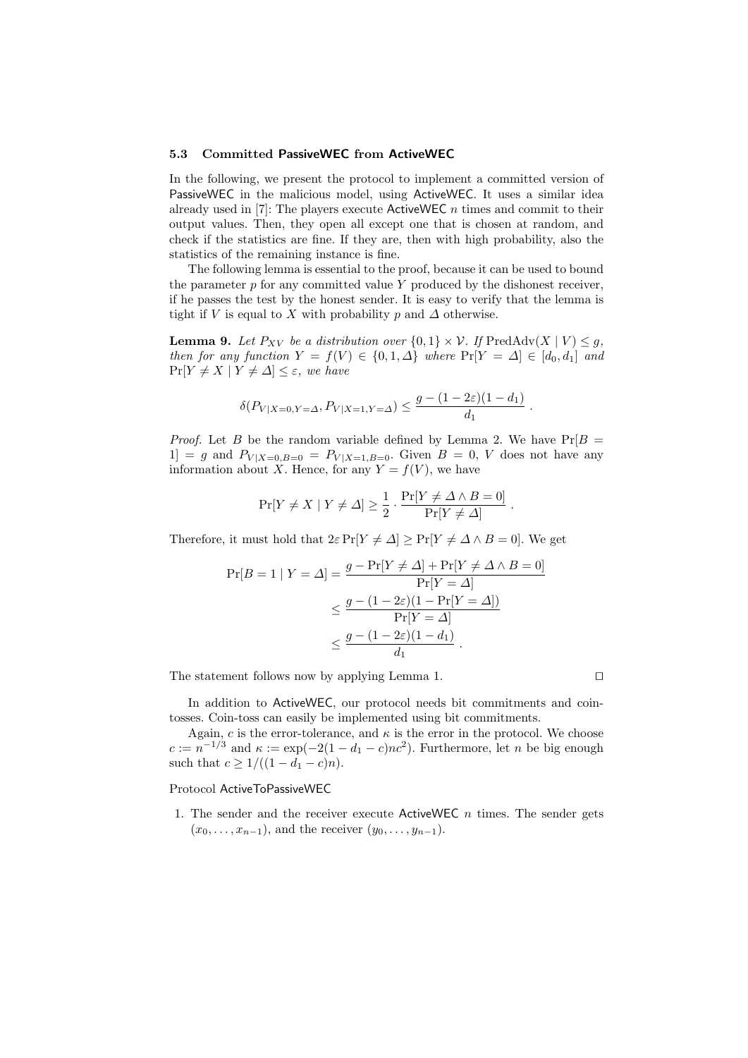### 5.3 Committed PassiveWEC from ActiveWEC

In the following, we present the protocol to implement a committed version of PassiveWEC in the malicious model, using ActiveWEC. It uses a similar idea already used in [7]: The players execute ActiveWEC $n$ times and commit to their output values. Then, they open all except one that is chosen at random, and check if the statistics are fine. If they are, then with high probability, also the statistics of the remaining instance is fine.

The following lemma is essential to the proof, because it can be used to bound the parameter $p$ for any committed value $Y$ produced by the dishonest receiver, if he passes the test by the honest sender. It is easy to verify that the lemma is tight if $V$ is equal to $X$ with probability $p$ and $\Delta$ otherwise.

**Lemma 9.** *Let $P_{XV}$ be a distribution over $\{0,1\} \times \mathcal{V}$. If $\text{PredAdv}(X \mid V) \leq g$, then for any function $Y = f(V) \in \{0, 1, \Delta\}$ where $\Pr[Y = \Delta] \in [d_0, d_1]$ and $\Pr[Y \neq X \mid Y \neq \Delta] \leq \varepsilon$, we have*

$$\delta(P_{V|X=0,Y=\Delta}, P_{V|X=1,Y=\Delta}) \leq \frac{g - (1-2\varepsilon)(1-d_1)}{d_1} .$$

*Proof.* Let $B$ be the random variable defined by Lemma 2. We have $\Pr[B = 1] = g$ and $P_{V|X=0,B=0} = P_{V|X=1,B=0}$. Given $B = 0$, $V$ does not have any information about $X$. Hence, for any $Y = f(V)$, we have

$$\Pr[Y \neq X \mid Y \neq \Delta] \geq \frac{1}{2} \cdot \frac{\Pr[Y \neq \Delta \land B = 0]}{\Pr[Y \neq \Delta]} .$$

Therefore, it must hold that $2\varepsilon \Pr[Y \neq \Delta] \geq \Pr[Y \neq \Delta \land B = 0]$. We get

$$\begin{aligned}
\Pr[B = 1 \mid Y = \Delta] &= \frac{g - \Pr[Y \neq \Delta] + \Pr[Y \neq \Delta \land B = 0]}{\Pr[Y = \Delta]} \\
&\leq \frac{g - (1-2\varepsilon)(1 - \Pr[Y = \Delta])}{\Pr[Y = \Delta]} \\
&\leq \frac{g - (1-2\varepsilon)(1-d_1)}{d_1} .
\end{aligned}$$

The statement follows now by applying Lemma 1. □

In addition to ActiveWEC, our protocol needs bit commitments and coin-tosses. Coin-toss can easily be implemented using bit commitments.

Again, $c$ is the error-tolerance, and $\kappa$ is the error in the protocol. We choose $c := n^{-1/3}$ and $\kappa := \exp(-2(1 - d_1 - c)nc^2)$. Furthermore, let $n$ be big enough such that $c \geq 1/((1 - d_1 - c)n)$.

Protocol ActiveToPassiveWEC

1. The sender and the receiver execute ActiveWEC $n$ times. The sender gets $(x_0, \ldots, x_{n-1})$, and the receiver $(y_0, \ldots, y_{n-1})$.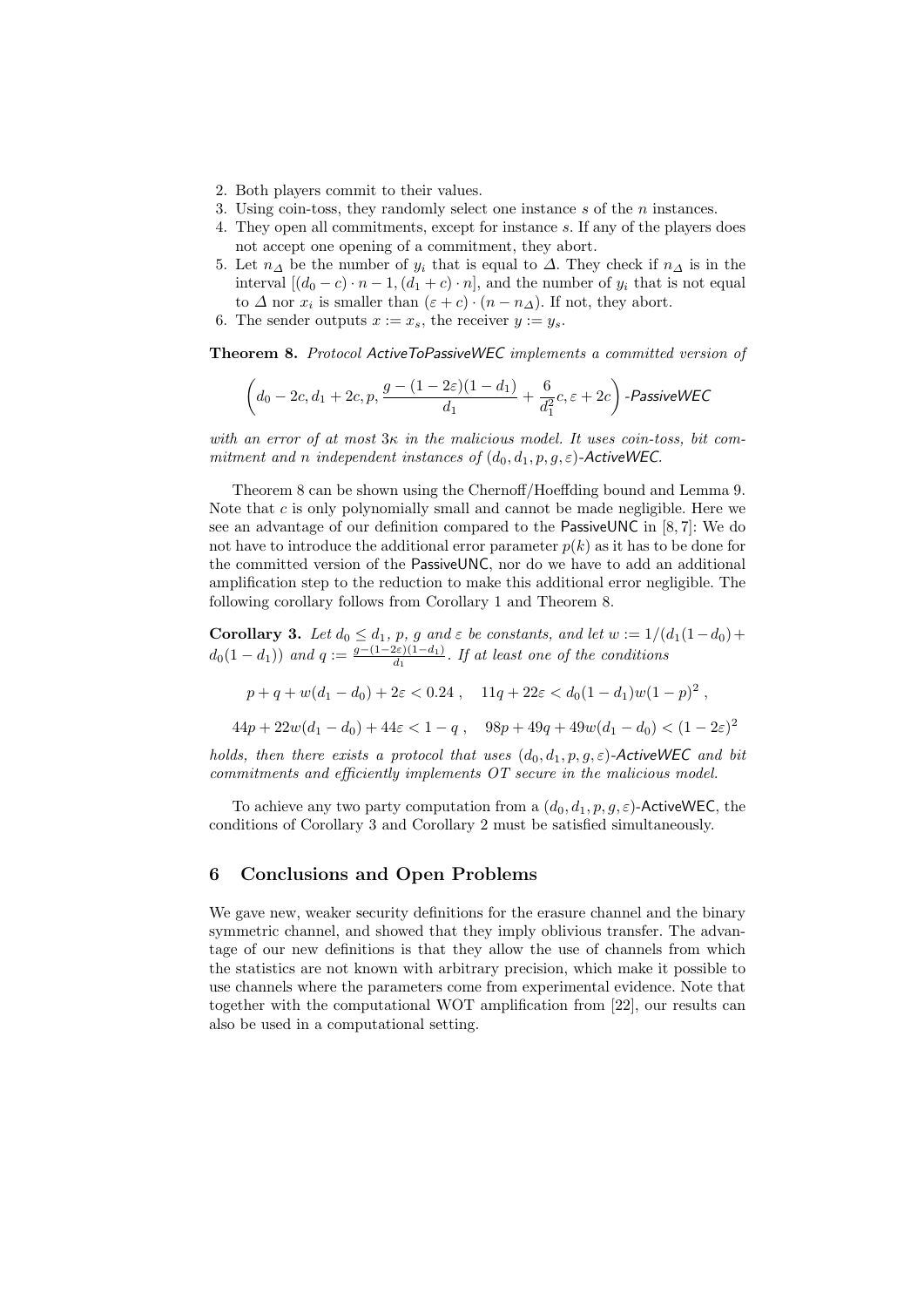2. Both players commit to their values.
3. Using coin-toss, they randomly select one instance $s$ of the $n$ instances.
4. They open all commitments, except for instance $s$. If any of the players does not accept one opening of a commitment, they abort.
5. Let $n_\Delta$ be the number of $y_i$ that is equal to $\Delta$. They check if $n_\Delta$ is in the interval $[(d_0 - c) \cdot n - 1, (d_1 + c) \cdot n]$, and the number of $y_i$ that is not equal to $\Delta$ nor $x_i$ is smaller than $(\varepsilon + c) \cdot (n - n_\Delta)$. If not, they abort.
6. The sender outputs $x := x_s$, the receiver $y := y_s$.

**Theorem 8.** *Protocol ActiveToPassiveWEC implements a committed version of*

$$\left(d_0 - 2c, d_1 + 2c, p, \frac{g - (1-2\varepsilon)(1-d_1)}{d_1} + \frac{6}{d_1^2}c, \varepsilon + 2c\right)\text{-PassiveWEC}$$

*with an error of at most $3\kappa$ in the malicious model. It uses coin-toss, bit commitment and $n$ independent instances of $(d_0, d_1, p, g, \varepsilon)$-ActiveWEC.*

Theorem 8 can be shown using the Chernoff/Hoeffding bound and Lemma 9. Note that $c$ is only polynomially small and cannot be made negligible. Here we see an advantage of our definition compared to the PassiveUNC in [8, 7]: We do not have to introduce the additional error parameter $p(k)$ as it has to be done for the committed version of the PassiveUNC, nor do we have to add an additional amplification step to the reduction to make this additional error negligible. The following corollary follows from Corollary 1 and Theorem 8.

**Corollary 3.** *Let $d_0 \leq d_1$, $p$, $g$ and $\varepsilon$ be constants, and let $w := 1/(d_1(1-d_0) + d_0(1-d_1))$ and $q := \frac{g-(1-2\varepsilon)(1-d_1)}{d_1}$. If at least one of the conditions*

$$p + q + w(d_1 - d_0) + 2\varepsilon < 0.24 \;, \quad 11q + 22\varepsilon < d_0(1-d_1)w(1-p)^2 \;,$$

$$44p + 22w(d_1 - d_0) + 44\varepsilon < 1 - q \;, \quad 98p + 49q + 49w(d_1 - d_0) < (1-2\varepsilon)^2$$

*holds, then there exists a protocol that uses $(d_0, d_1, p, g, \varepsilon)$-ActiveWEC and bit commitments and efficiently implements $OT$ secure in the malicious model.*

To achieve any two party computation from a $(d_0, d_1, p, g, \varepsilon)$-ActiveWEC, the conditions of Corollary 3 and Corollary 2 must be satisfied simultaneously.

## 6 Conclusions and Open Problems

We gave new, weaker security definitions for the erasure channel and the binary symmetric channel, and showed that they imply oblivious transfer. The advantage of our new definitions is that they allow the use of channels from which the statistics are not known with arbitrary precision, which make it possible to use channels where the parameters come from experimental evidence. Note that together with the computational WOT amplification from [22], our results can also be used in a computational setting.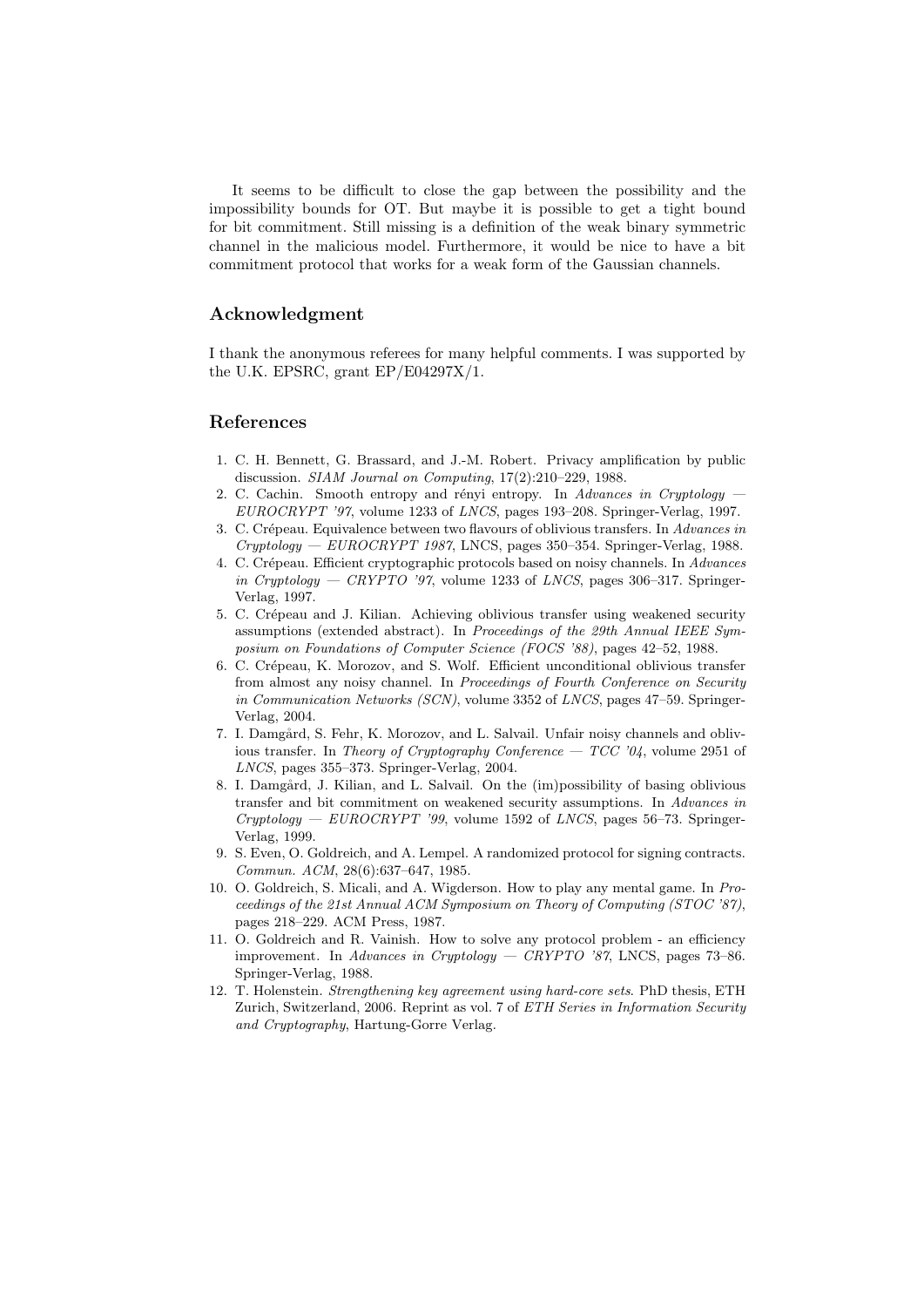It seems to be difficult to close the gap between the possibility and the impossibility bounds for OT. But maybe it is possible to get a tight bound for bit commitment. Still missing is a definition of the weak binary symmetric channel in the malicious model. Furthermore, it would be nice to have a bit commitment protocol that works for a weak form of the Gaussian channels.

## Acknowledgment

I thank the anonymous referees for many helpful comments. I was supported by the U.K. EPSRC, grant EP/E04297X/1.

## References

1. C. H. Bennett, G. Brassard, and J.-M. Robert. Privacy amplification by public discussion. *SIAM Journal on Computing*, 17(2):210–229, 1988.
2. C. Cachin. Smooth entropy and rényi entropy. In *Advances in Cryptology — EUROCRYPT '97*, volume 1233 of *LNCS*, pages 193–208. Springer-Verlag, 1997.
3. C. Crépeau. Equivalence between two flavours of oblivious transfers. In *Advances in Cryptology — EUROCRYPT 1987*, LNCS, pages 350–354. Springer-Verlag, 1988.
4. C. Crépeau. Efficient cryptographic protocols based on noisy channels. In *Advances in Cryptology — CRYPTO '97*, volume 1233 of *LNCS*, pages 306–317. Springer-Verlag, 1997.
5. C. Crépeau and J. Kilian. Achieving oblivious transfer using weakened security assumptions (extended abstract). In *Proceedings of the 29th Annual IEEE Symposium on Foundations of Computer Science (FOCS '88)*, pages 42–52, 1988.
6. C. Crépeau, K. Morozov, and S. Wolf. Efficient unconditional oblivious transfer from almost any noisy channel. In *Proceedings of Fourth Conference on Security in Communication Networks (SCN)*, volume 3352 of *LNCS*, pages 47–59. Springer-Verlag, 2004.
7. I. Damgård, S. Fehr, K. Morozov, and L. Salvail. Unfair noisy channels and oblivious transfer. In *Theory of Cryptography Conference — TCC '04*, volume 2951 of *LNCS*, pages 355–373. Springer-Verlag, 2004.
8. I. Damgård, J. Kilian, and L. Salvail. On the (im)possibility of basing oblivious transfer and bit commitment on weakened security assumptions. In *Advances in Cryptology — EUROCRYPT '99*, volume 1592 of *LNCS*, pages 56–73. Springer-Verlag, 1999.
9. S. Even, O. Goldreich, and A. Lempel. A randomized protocol for signing contracts. *Commun. ACM*, 28(6):637–647, 1985.
10. O. Goldreich, S. Micali, and A. Wigderson. How to play any mental game. In *Proceedings of the 21st Annual ACM Symposium on Theory of Computing (STOC '87)*, pages 218–229. ACM Press, 1987.
11. O. Goldreich and R. Vainish. How to solve any protocol problem - an efficiency improvement. In *Advances in Cryptology — CRYPTO '87*, LNCS, pages 73–86. Springer-Verlag, 1988.
12. T. Holenstein. *Strengthening key agreement using hard-core sets*. PhD thesis, ETH Zurich, Switzerland, 2006. Reprint as vol. 7 of *ETH Series in Information Security and Cryptography*, Hartung-Gorre Verlag.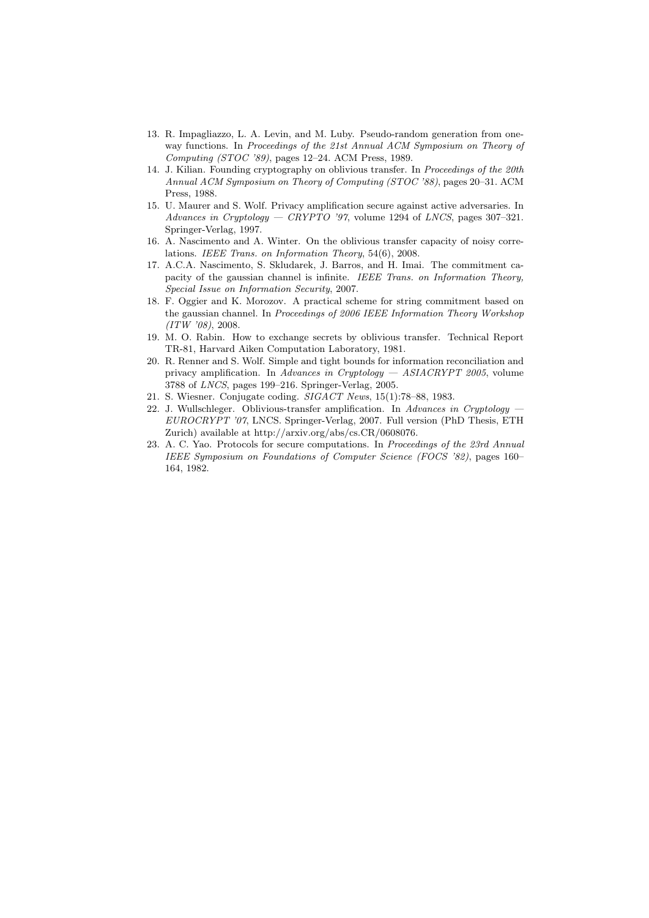13. R. Impagliazzo, L. A. Levin, and M. Luby. Pseudo-random generation from one-way functions. In *Proceedings of the 21st Annual ACM Symposium on Theory of Computing (STOC '89)*, pages 12–24. ACM Press, 1989.
14. J. Kilian. Founding cryptography on oblivious transfer. In *Proceedings of the 20th Annual ACM Symposium on Theory of Computing (STOC '88)*, pages 20–31. ACM Press, 1988.
15. U. Maurer and S. Wolf. Privacy amplification secure against active adversaries. In *Advances in Cryptology — CRYPTO '97*, volume 1294 of *LNCS*, pages 307–321. Springer-Verlag, 1997.
16. A. Nascimento and A. Winter. On the oblivious transfer capacity of noisy correlations. *IEEE Trans. on Information Theory*, 54(6), 2008.
17. A.C.A. Nascimento, S. Skludarek, J. Barros, and H. Imai. The commitment capacity of the gaussian channel is infinite. *IEEE Trans. on Information Theory, Special Issue on Information Security*, 2007.
18. F. Oggier and K. Morozov. A practical scheme for string commitment based on the gaussian channel. In *Proceedings of 2006 IEEE Information Theory Workshop (ITW '08)*, 2008.
19. M. O. Rabin. How to exchange secrets by oblivious transfer. Technical Report TR-81, Harvard Aiken Computation Laboratory, 1981.
20. R. Renner and S. Wolf. Simple and tight bounds for information reconciliation and privacy amplification. In *Advances in Cryptology — ASIACRYPT 2005*, volume 3788 of *LNCS*, pages 199–216. Springer-Verlag, 2005.
21. S. Wiesner. Conjugate coding. *SIGACT News*, 15(1):78–88, 1983.
22. J. Wullschleger. Oblivious-transfer amplification. In *Advances in Cryptology — EUROCRYPT '07*, LNCS. Springer-Verlag, 2007. Full version (PhD Thesis, ETH Zurich) available at http://arxiv.org/abs/cs.CR/0608076.
23. A. C. Yao. Protocols for secure computations. In *Proceedings of the 23rd Annual IEEE Symposium on Foundations of Computer Science (FOCS '82)*, pages 160–164, 1982.